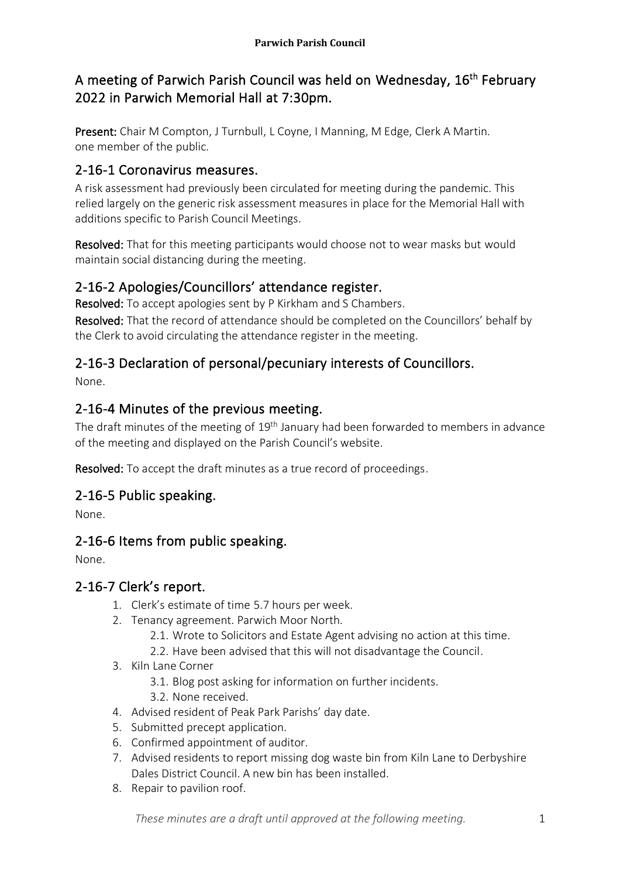# A meeting of Parwich Parish Council was held on Wednesday, 16th February 2022 in Parwich Memorial Hall at 7:30pm.

**Present:** Chair M Compton, J Turnbull, L Coyne, I Manning, M Edge, Clerk A Martin. one member of the public.

## 2-16-1 Coronavirus measures.

A risk assessment had previously been circulated for meeting during the pandemic. This relied largely on the generic risk assessment measures in place for the Memorial Hall with additions specific to Parish Council Meetings.

**Resolved:** That for this meeting participants would choose not to wear masks but would maintain social distancing during the meeting.

## 2-16-2 Apologies/Councillors' attendance register.

**Resolved:** To accept apologies sent by P Kirkham and S Chambers.

**Resolved:** That the record of attendance should be completed on the Councillors' behalf by the Clerk to avoid circulating the attendance register in the meeting.

## 2-16-3 Declaration of personal/pecuniary interests of Councillors.

None.

## 2-16-4 Minutes of the previous meeting.

The draft minutes of the meeting of 19th January had been forwarded to members in advance of the meeting and displayed on the Parish Council's website.

**Resolved:** To accept the draft minutes as a true record of proceedings.

## 2-16-5 Public speaking.

None.

## 2-16-6 Items from public speaking.

None.

## 2-16-7 Clerk's report.

1. Clerk's estimate of time 5.7 hours per week.
2. Tenancy agreement. Parwich Moor North.
   2.1. Wrote to Solicitors and Estate Agent advising no action at this time.
   2.2. Have been advised that this will not disadvantage the Council.
3. Kiln Lane Corner
   3.1. Blog post asking for information on further incidents.
   3.2. None received.
4. Advised resident of Peak Park Parishs' day date.
5. Submitted precept application.
6. Confirmed appointment of auditor.
7. Advised residents to report missing dog waste bin from Kiln Lane to Derbyshire Dales District Council. A new bin has been installed.
8. Repair to pavilion roof.

*These minutes are a draft until approved at the following meeting.*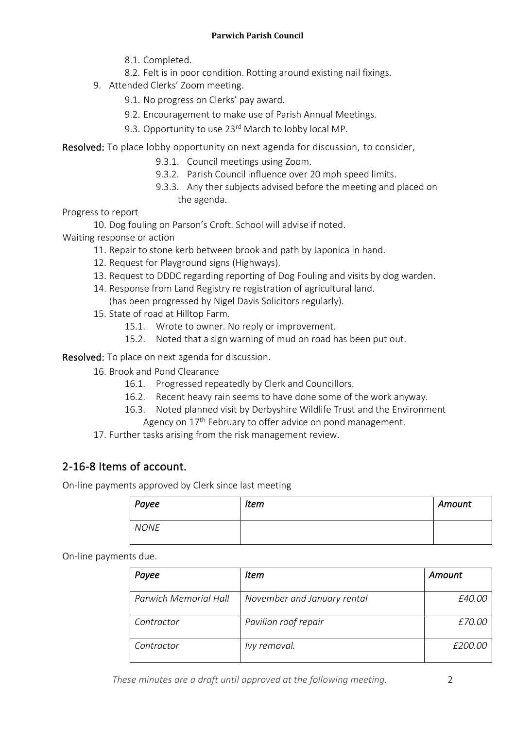8.1. Completed.

8.2. Felt is in poor condition. Rotting around existing nail fixings.

9. Attended Clerks' Zoom meeting.

   9.1. No progress on Clerks' pay award.

   9.2. Encouragement to make use of Parish Annual Meetings.

   9.3. Opportunity to use 23rd March to lobby local MP.

**Resolved:** To place lobby opportunity on next agenda for discussion, to consider,

9.3.1. Council meetings using Zoom.

9.3.2. Parish Council influence over 20 mph speed limits.

9.3.3. Any ther subjects advised before the meeting and placed on the agenda.

Progress to report

10. Dog fouling on Parson's Croft. School will advise if noted.

Waiting response or action

11. Repair to stone kerb between brook and path by Japonica in hand.
12. Request for Playground signs (Highways).
13. Request to DDDC regarding reporting of Dog Fouling and visits by dog warden.
14. Response from Land Registry re registration of agricultural land. (has been progressed by Nigel Davis Solicitors regularly).
15. State of road at Hilltop Farm.

    15.1. Wrote to owner. No reply or improvement.

    15.2. Noted that a sign warning of mud on road has been put out.

**Resolved:** To place on next agenda for discussion.

16. Brook and Pond Clearance

    16.1. Progressed repeatedly by Clerk and Councillors.

    16.2. Recent heavy rain seems to have done some of the work anyway.

    16.3. Noted planned visit by Derbyshire Wildlife Trust and the Environment Agency on 17th February to offer advice on pond management.

17. Further tasks arising from the risk management review.

## 2-16-8 Items of account.

On-line payments approved by Clerk since last meeting

| *Payee* | *Item* | *Amount* |
|---|---|---|
| *NONE* | | |

On-line payments due.

| *Payee* | *Item* | *Amount* |
|---|---|---|
| *Parwich Memorial Hall* | *November and January rental* | *£40.00* |
| *Contractor* | *Pavilion roof repair* | *£70.00* |
| *Contractor* | *Ivy removal.* | *£200.00* |

*These minutes are a draft until approved at the following meeting.*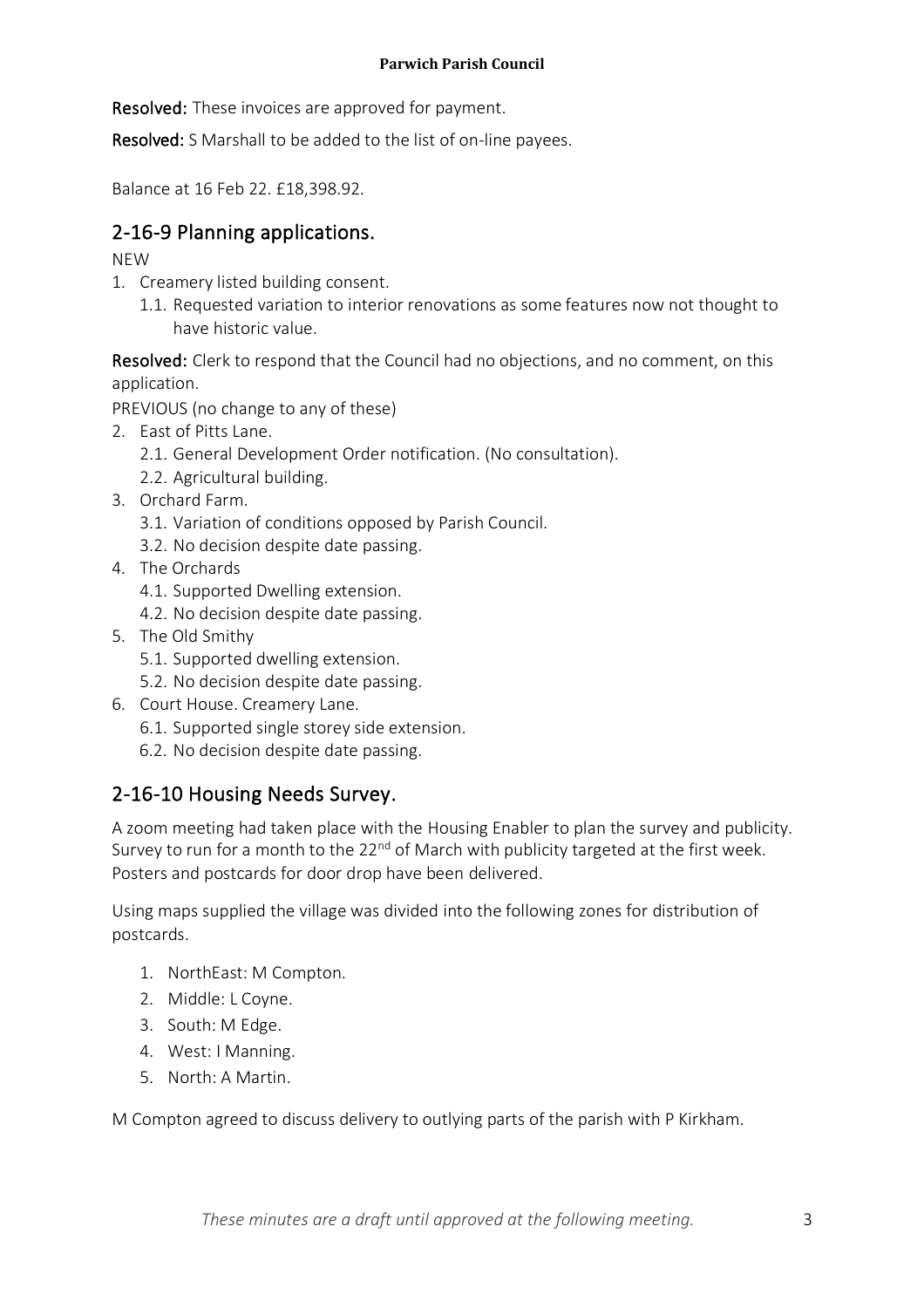**Resolved:** These invoices are approved for payment.

**Resolved:** S Marshall to be added to the list of on-line payees.

Balance at 16 Feb 22. £18,398.92.

## 2-16-9 Planning applications.

NEW

1. Creamery listed building consent.
   1.1. Requested variation to interior renovations as some features now not thought to have historic value.

**Resolved:** Clerk to respond that the Council had no objections, and no comment, on this application.

PREVIOUS (no change to any of these)

2. East of Pitts Lane.
   2.1. General Development Order notification. (No consultation).
   2.2. Agricultural building.
3. Orchard Farm.
   3.1. Variation of conditions opposed by Parish Council.
   3.2. No decision despite date passing.
4. The Orchards
   4.1. Supported Dwelling extension.
   4.2. No decision despite date passing.
5. The Old Smithy
   5.1. Supported dwelling extension.
   5.2. No decision despite date passing.
6. Court House. Creamery Lane.
   6.1. Supported single storey side extension.
   6.2. No decision despite date passing.

## 2-16-10 Housing Needs Survey.

A zoom meeting had taken place with the Housing Enabler to plan the survey and publicity. Survey to run for a month to the 22nd of March with publicity targeted at the first week. Posters and postcards for door drop have been delivered.

Using maps supplied the village was divided into the following zones for distribution of postcards.

1. NorthEast: M Compton.
2. Middle: L Coyne.
3. South: M Edge.
4. West: I Manning.
5. North: A Martin.

M Compton agreed to discuss delivery to outlying parts of the parish with P Kirkham.

*These minutes are a draft until approved at the following meeting.*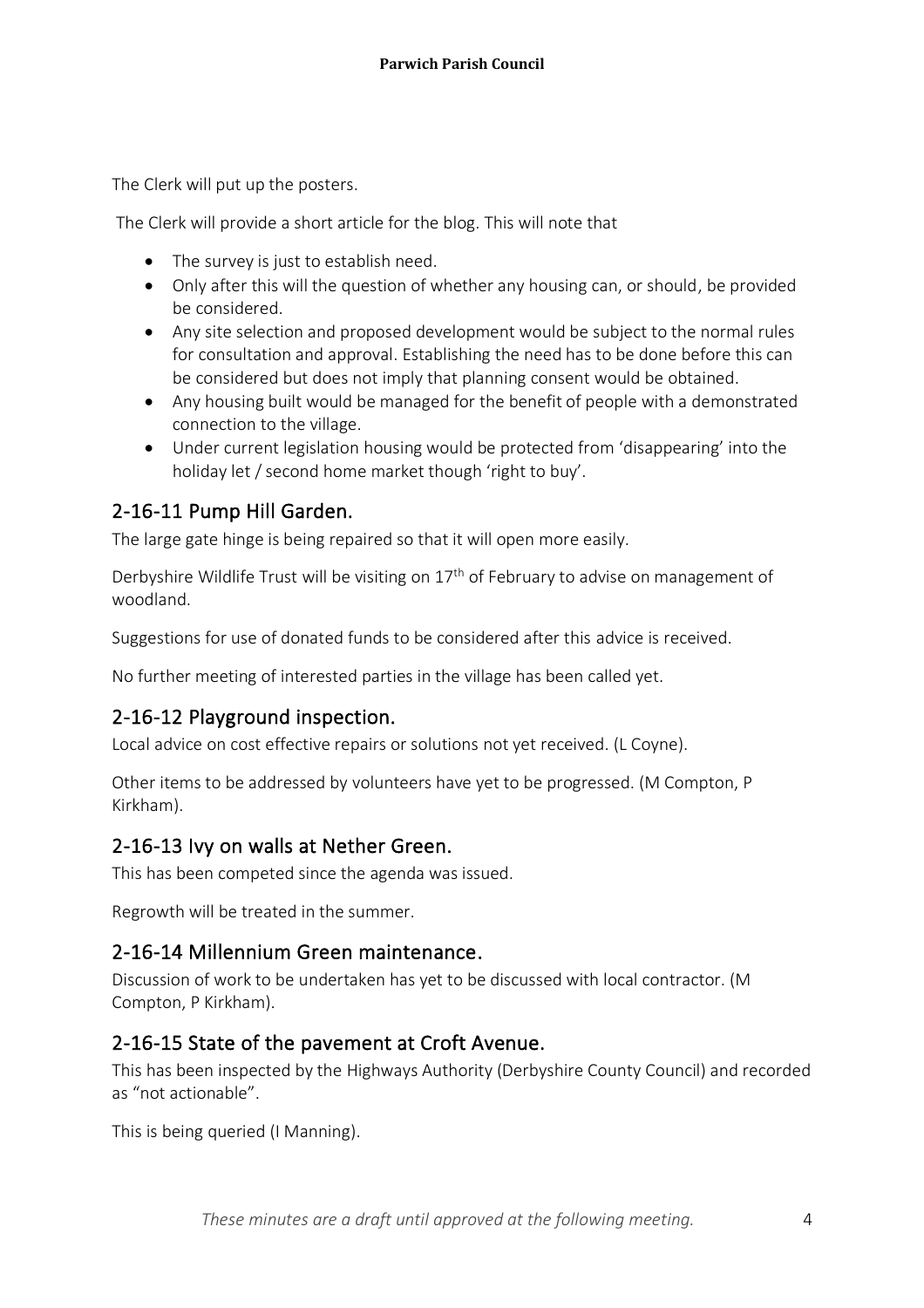The Clerk will put up the posters.

The Clerk will provide a short article for the blog. This will note that

- The survey is just to establish need.
- Only after this will the question of whether any housing can, or should, be provided be considered.
- Any site selection and proposed development would be subject to the normal rules for consultation and approval. Establishing the need has to be done before this can be considered but does not imply that planning consent would be obtained.
- Any housing built would be managed for the benefit of people with a demonstrated connection to the village.
- Under current legislation housing would be protected from 'disappearing' into the holiday let / second home market though 'right to buy'.

## 2-16-11 Pump Hill Garden.

The large gate hinge is being repaired so that it will open more easily.

Derbyshire Wildlife Trust will be visiting on 17th of February to advise on management of woodland.

Suggestions for use of donated funds to be considered after this advice is received.

No further meeting of interested parties in the village has been called yet.

## 2-16-12 Playground inspection.

Local advice on cost effective repairs or solutions not yet received. (L Coyne).

Other items to be addressed by volunteers have yet to be progressed. (M Compton, P Kirkham).

## 2-16-13 Ivy on walls at Nether Green.

This has been competed since the agenda was issued.

Regrowth will be treated in the summer.

## 2-16-14 Millennium Green maintenance.

Discussion of work to be undertaken has yet to be discussed with local contractor. (M Compton, P Kirkham).

## 2-16-15 State of the pavement at Croft Avenue.

This has been inspected by the Highways Authority (Derbyshire County Council) and recorded as "not actionable".

This is being queried (I Manning).

*These minutes are a draft until approved at the following meeting.*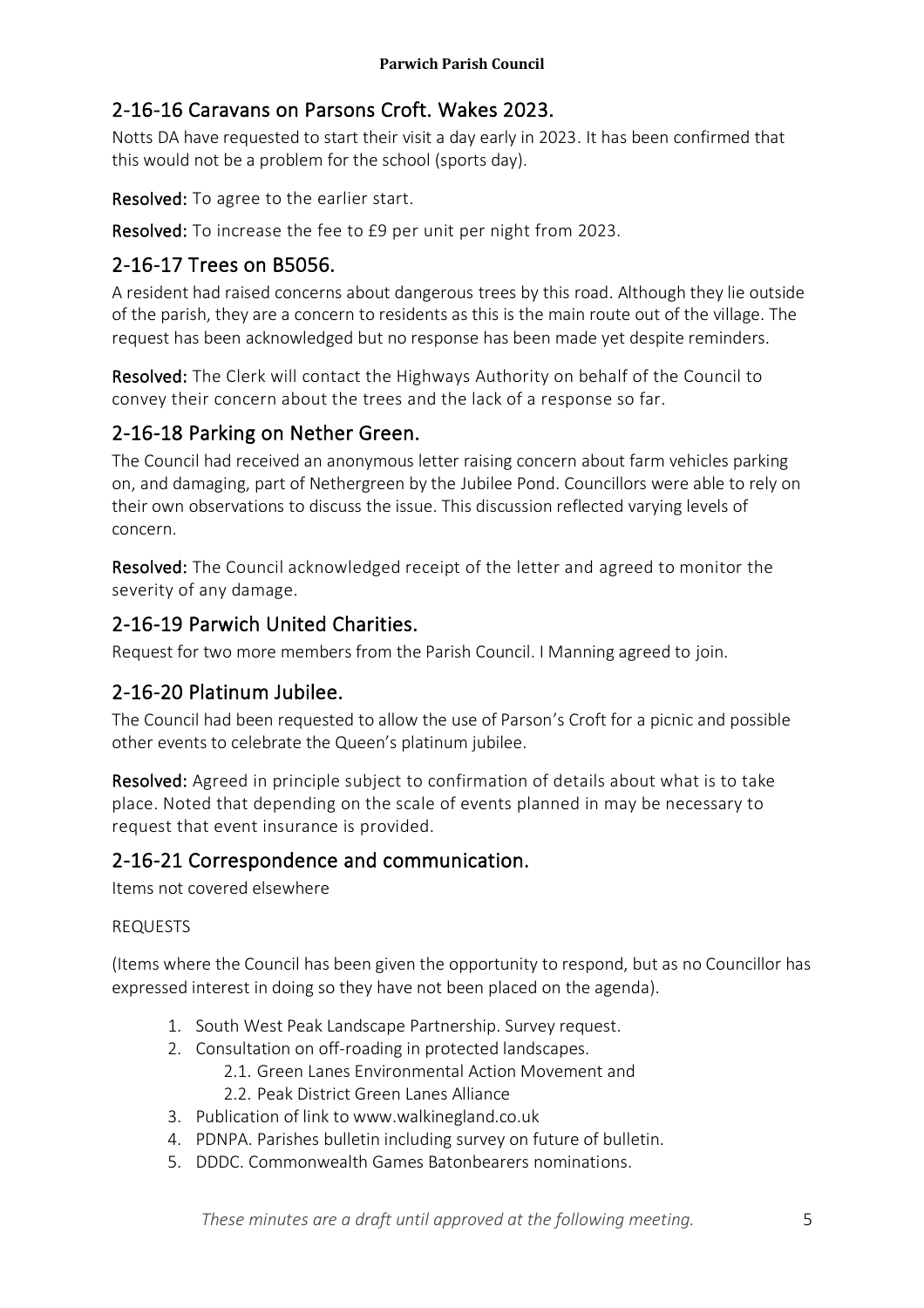## 2-16-16 Caravans on Parsons Croft. Wakes 2023.

Notts DA have requested to start their visit a day early in 2023. It has been confirmed that this would not be a problem for the school (sports day).

**Resolved:** To agree to the earlier start.

**Resolved:** To increase the fee to £9 per unit per night from 2023.

## 2-16-17 Trees on B5056.

A resident had raised concerns about dangerous trees by this road. Although they lie outside of the parish, they are a concern to residents as this is the main route out of the village. The request has been acknowledged but no response has been made yet despite reminders.

**Resolved:** The Clerk will contact the Highways Authority on behalf of the Council to convey their concern about the trees and the lack of a response so far.

## 2-16-18 Parking on Nether Green.

The Council had received an anonymous letter raising concern about farm vehicles parking on, and damaging, part of Nethergreen by the Jubilee Pond. Councillors were able to rely on their own observations to discuss the issue. This discussion reflected varying levels of concern.

**Resolved:** The Council acknowledged receipt of the letter and agreed to monitor the severity of any damage.

## 2-16-19 Parwich United Charities.

Request for two more members from the Parish Council. I Manning agreed to join.

## 2-16-20 Platinum Jubilee.

The Council had been requested to allow the use of Parson's Croft for a picnic and possible other events to celebrate the Queen's platinum jubilee.

**Resolved:** Agreed in principle subject to confirmation of details about what is to take place. Noted that depending on the scale of events planned in may be necessary to request that event insurance is provided.

## 2-16-21 Correspondence and communication.

Items not covered elsewhere

REQUESTS

(Items where the Council has been given the opportunity to respond, but as no Councillor has expressed interest in doing so they have not been placed on the agenda).

1. South West Peak Landscape Partnership. Survey request.
2. Consultation on off-roading in protected landscapes.
    - 2.1. Green Lanes Environmental Action Movement and
    - 2.2. Peak District Green Lanes Alliance
3. Publication of link to www.walkinegland.co.uk
4. PDNPA. Parishes bulletin including survey on future of bulletin.
5. DDDC. Commonwealth Games Batonbearers nominations.

*These minutes are a draft until approved at the following meeting.*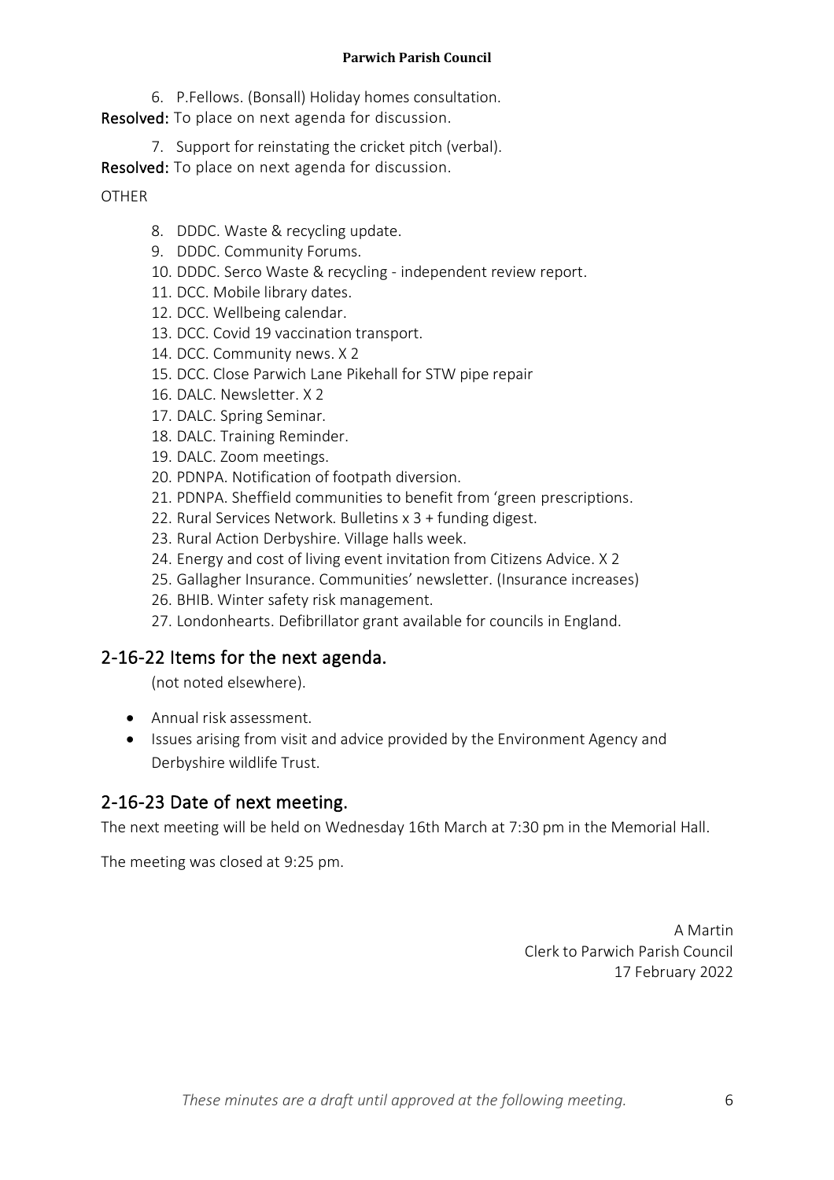6. P.Fellows. (Bonsall) Holiday homes consultation.

**Resolved:** To place on next agenda for discussion.

7. Support for reinstating the cricket pitch (verbal).

**Resolved:** To place on next agenda for discussion.

OTHER

8. DDDC. Waste & recycling update.
9. DDDC. Community Forums.
10. DDDC. Serco Waste & recycling - independent review report.
11. DCC. Mobile library dates.
12. DCC. Wellbeing calendar.
13. DCC. Covid 19 vaccination transport.
14. DCC. Community news. X 2
15. DCC. Close Parwich Lane Pikehall for STW pipe repair
16. DALC. Newsletter. X 2
17. DALC. Spring Seminar.
18. DALC. Training Reminder.
19. DALC. Zoom meetings.
20. PDNPA. Notification of footpath diversion.
21. PDNPA. Sheffield communities to benefit from 'green prescriptions.
22. Rural Services Network. Bulletins x 3 + funding digest.
23. Rural Action Derbyshire. Village halls week.
24. Energy and cost of living event invitation from Citizens Advice. X 2
25. Gallagher Insurance. Communities' newsletter. (Insurance increases)
26. BHIB. Winter safety risk management.
27. Londonhearts. Defibrillator grant available for councils in England.

## 2-16-22 Items for the next agenda.

(not noted elsewhere).

- Annual risk assessment.
- Issues arising from visit and advice provided by the Environment Agency and Derbyshire wildlife Trust.

## 2-16-23 Date of next meeting.

The next meeting will be held on Wednesday 16th March at 7:30 pm in the Memorial Hall.

The meeting was closed at 9:25 pm.

A Martin
Clerk to Parwich Parish Council
17 February 2022

*These minutes are a draft until approved at the following meeting.*